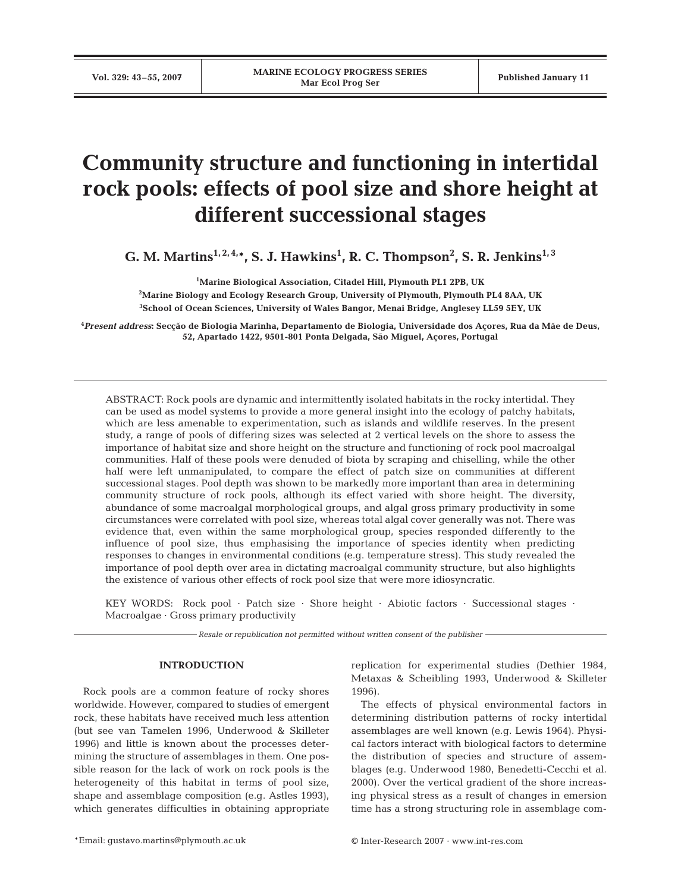# Community structure and functioning in intertidal rock pools: effects of pool size and shore height at different successional stages

**G. M. Martins[1,2,4,*], S. J. Hawkins[1], R. C. Thompson[2], S. R. Jenkins[1,3]**

[1]Marine Biological Association, Citadel Hill, Plymouth PL1 2PB, UK

[2]Marine Biology and Ecology Research Group, University of Plymouth, Plymouth PL4 8AA, UK

[3]School of Ocean Sciences, University of Wales Bangor, Menai Bridge, Anglesey LL59 5EY, UK

[4]*Present address*: Secção de Biologia Marinha, Departamento de Biologia, Universidade dos Açores, Rua da Mãe de Deus, 52, Apartado 1422, 9501-801 Ponta Delgada, São Miguel, Açores, Portugal

ABSTRACT: Rock pools are dynamic and intermittently isolated habitats in the rocky intertidal. They can be used as model systems to provide a more general insight into the ecology of patchy habitats, which are less amenable to experimentation, such as islands and wildlife reserves. In the present study, a range of pools of differing sizes was selected at 2 vertical levels on the shore to assess the importance of habitat size and shore height on the structure and functioning of rock pool macroalgal communities. Half of these pools were denuded of biota by scraping and chiselling, while the other half were left unmanipulated, to compare the effect of patch size on communities at different successional stages. Pool depth was shown to be markedly more important than area in determining community structure of rock pools, although its effect varied with shore height. The diversity, abundance of some macroalgal morphological groups, and algal gross primary productivity in some circumstances were correlated with pool size, whereas total algal cover generally was not. There was evidence that, even within the same morphological group, species responded differently to the influence of pool size, thus emphasising the importance of species identity when predicting responses to changes in environmental conditions (e.g. temperature stress). This study revealed the importance of pool depth over area in dictating macroalgal community structure, but also highlights the existence of various other effects of rock pool size that were more idiosyncratic.

KEY WORDS: Rock pool · Patch size · Shore height · Abiotic factors · Successional stages · Macroalgae · Gross primary productivity

*Resale or republication not permitted without written consent of the publisher*

## INTRODUCTION

Rock pools are a common feature of rocky shores worldwide. However, compared to studies of emergent rock, these habitats have received much less attention (but see van Tamelen 1996, Underwood & Skilleter 1996) and little is known about the processes determining the structure of assemblages in them. One possible reason for the lack of work on rock pools is the heterogeneity of this habitat in terms of pool size, shape and assemblage composition (e.g. Astles 1993), which generates difficulties in obtaining appropriate replication for experimental studies (Dethier 1984, Metaxas & Scheibling 1993, Underwood & Skilleter 1996).

The effects of physical environmental factors in determining distribution patterns of rocky intertidal assemblages are well known (e.g. Lewis 1964). Physical factors interact with biological factors to determine the distribution of species and structure of assemblages (e.g. Underwood 1980, Benedetti-Cecchi et al. 2000). Over the vertical gradient of the shore increasing physical stress as a result of changes in emersion time has a strong structuring role in assemblage com-

*Email: gustavo.martins@plymouth.ac.uk

© Inter-Research 2007 · www.int-res.com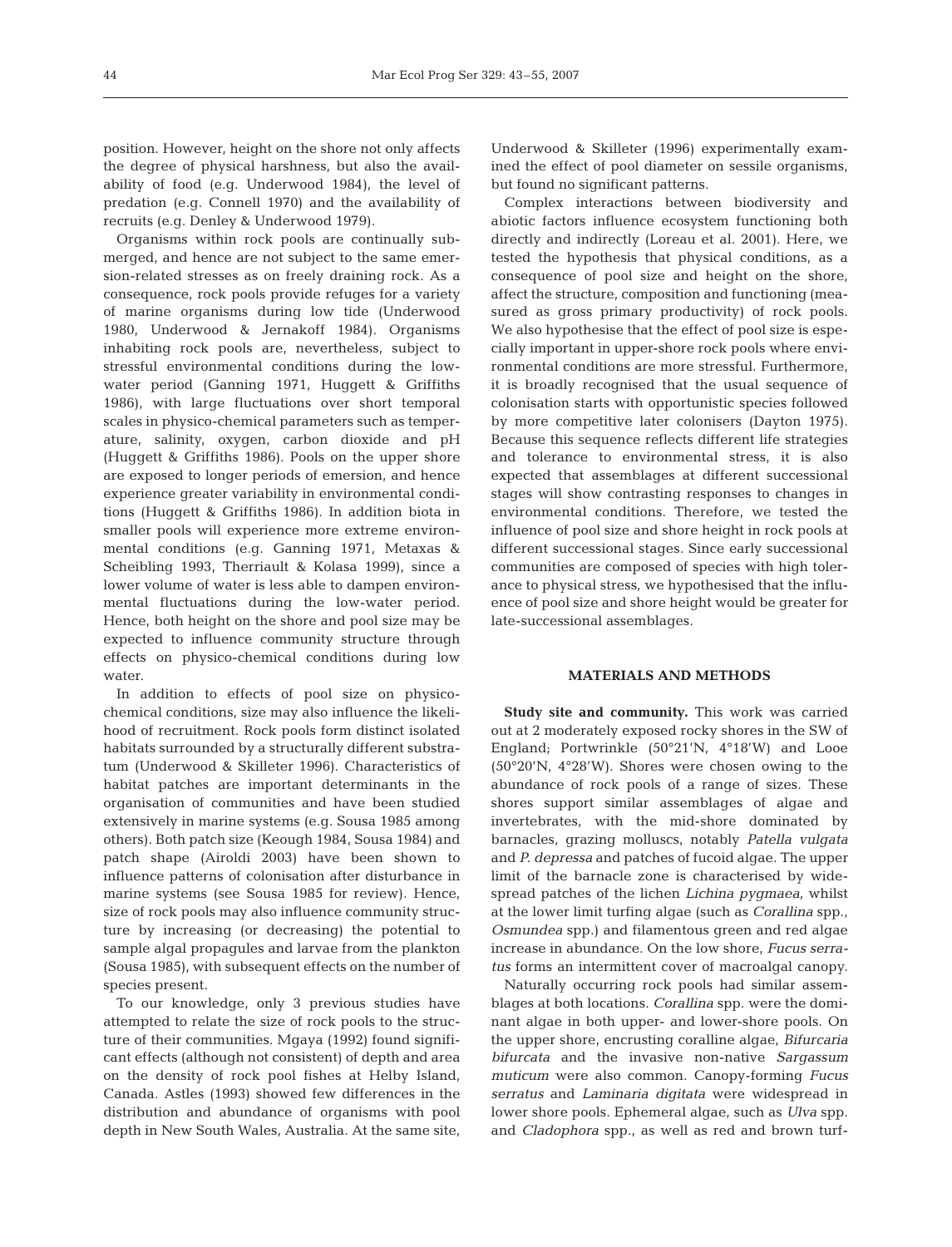position. However, height on the shore not only affects the degree of physical harshness, but also the availability of food (e.g. Underwood 1984), the level of predation (e.g. Connell 1970) and the availability of recruits (e.g. Denley & Underwood 1979).

Organisms within rock pools are continually submerged, and hence are not subject to the same emersion-related stresses as on freely draining rock. As a consequence, rock pools provide refuges for a variety of marine organisms during low tide (Underwood 1980, Underwood & Jernakoff 1984). Organisms inhabiting rock pools are, nevertheless, subject to stressful environmental conditions during the low-water period (Ganning 1971, Huggett & Griffiths 1986), with large fluctuations over short temporal scales in physico-chemical parameters such as temperature, salinity, oxygen, carbon dioxide and pH (Huggett & Griffiths 1986). Pools on the upper shore are exposed to longer periods of emersion, and hence experience greater variability in environmental conditions (Huggett & Griffiths 1986). In addition biota in smaller pools will experience more extreme environmental conditions (e.g. Ganning 1971, Metaxas & Scheibling 1993, Therriault & Kolasa 1999), since a lower volume of water is less able to dampen environmental fluctuations during the low-water period. Hence, both height on the shore and pool size may be expected to influence community structure through effects on physico-chemical conditions during low water.

In addition to effects of pool size on physico-chemical conditions, size may also influence the likelihood of recruitment. Rock pools form distinct isolated habitats surrounded by a structurally different substratum (Underwood & Skilleter 1996). Characteristics of habitat patches are important determinants in the organisation of communities and have been studied extensively in marine systems (e.g. Sousa 1985 among others). Both patch size (Keough 1984, Sousa 1984) and patch shape (Airoldi 2003) have been shown to influence patterns of colonisation after disturbance in marine systems (see Sousa 1985 for review). Hence, size of rock pools may also influence community structure by increasing (or decreasing) the potential to sample algal propagules and larvae from the plankton (Sousa 1985), with subsequent effects on the number of species present.

To our knowledge, only 3 previous studies have attempted to relate the size of rock pools to the structure of their communities. Mgaya (1992) found significant effects (although not consistent) of depth and area on the density of rock pool fishes at Helby Island, Canada. Astles (1993) showed few differences in the distribution and abundance of organisms with pool depth in New South Wales, Australia. At the same site, Underwood & Skilleter (1996) experimentally examined the effect of pool diameter on sessile organisms, but found no significant patterns.

Complex interactions between biodiversity and abiotic factors influence ecosystem functioning both directly and indirectly (Loreau et al. 2001). Here, we tested the hypothesis that physical conditions, as a consequence of pool size and height on the shore, affect the structure, composition and functioning (measured as gross primary productivity) of rock pools. We also hypothesise that the effect of pool size is especially important in upper-shore rock pools where environmental conditions are more stressful. Furthermore, it is broadly recognised that the usual sequence of colonisation starts with opportunistic species followed by more competitive later colonisers (Dayton 1975). Because this sequence reflects different life strategies and tolerance to environmental stress, it is also expected that assemblages at different successional stages will show contrasting responses to changes in environmental conditions. Therefore, we tested the influence of pool size and shore height in rock pools at different successional stages. Since early successional communities are composed of species with high tolerance to physical stress, we hypothesised that the influence of pool size and shore height would be greater for late-successional assemblages.

## MATERIALS AND METHODS

**Study site and community.** This work was carried out at 2 moderately exposed rocky shores in the SW of England; Portwrinkle (50°21'N, 4°18'W) and Looe (50°20'N, 4°28'W). Shores were chosen owing to the abundance of rock pools of a range of sizes. These shores support similar assemblages of algae and invertebrates, with the mid-shore dominated by barnacles, grazing molluscs, notably *Patella vulgata* and *P. depressa* and patches of fucoid algae. The upper limit of the barnacle zone is characterised by widespread patches of the lichen *Lichina pygmaea*, whilst at the lower limit turfing algae (such as *Corallina* spp., *Osmundea* spp.) and filamentous green and red algae increase in abundance. On the low shore, *Fucus serratus* forms an intermittent cover of macroalgal canopy.

Naturally occurring rock pools had similar assemblages at both locations. *Corallina* spp. were the dominant algae in both upper- and lower-shore pools. On the upper shore, encrusting coralline algae, *Bifurcaria bifurcata* and the invasive non-native *Sargassum muticum* were also common. Canopy-forming *Fucus serratus* and *Laminaria digitata* were widespread in lower shore pools. Ephemeral algae, such as *Ulva* spp. and *Cladophora* spp., as well as red and brown turf-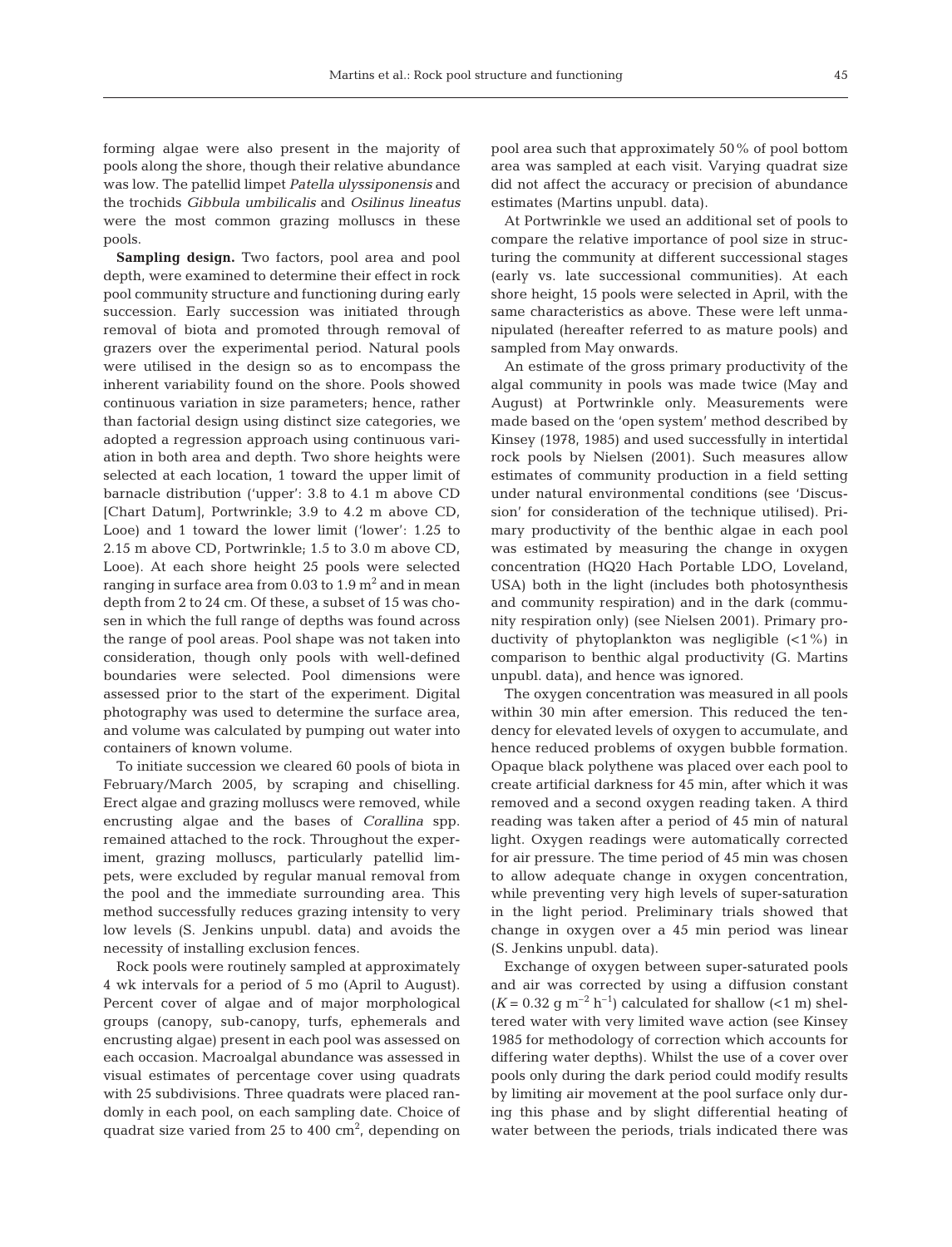forming algae were also present in the majority of pools along the shore, though their relative abundance was low. The patellid limpet *Patella ulyssiponensis* and the trochids *Gibbula umbilicalis* and *Osilinus lineatus* were the most common grazing molluscs in these pools.

**Sampling design.** Two factors, pool area and pool depth, were examined to determine their effect in rock pool community structure and functioning during early succession. Early succession was initiated through removal of biota and promoted through removal of grazers over the experimental period. Natural pools were utilised in the design so as to encompass the inherent variability found on the shore. Pools showed continuous variation in size parameters; hence, rather than factorial design using distinct size categories, we adopted a regression approach using continuous variation in both area and depth. Two shore heights were selected at each location, 1 toward the upper limit of barnacle distribution ('upper': 3.8 to 4.1 m above CD [Chart Datum], Portwrinkle; 3.9 to 4.2 m above CD, Looe) and 1 toward the lower limit ('lower': 1.25 to 2.15 m above CD, Portwrinkle; 1.5 to 3.0 m above CD, Looe). At each shore height 25 pools were selected ranging in surface area from 0.03 to 1.9 $m^2$ and in mean depth from 2 to 24 cm. Of these, a subset of 15 was chosen in which the full range of depths was found across the range of pool areas. Pool shape was not taken into consideration, though only pools with well-defined boundaries were selected. Pool dimensions were assessed prior to the start of the experiment. Digital photography was used to determine the surface area, and volume was calculated by pumping out water into containers of known volume.

To initiate succession we cleared 60 pools of biota in February/March 2005, by scraping and chiselling. Erect algae and grazing molluscs were removed, while encrusting algae and the bases of *Corallina* spp. remained attached to the rock. Throughout the experiment, grazing molluscs, particularly patellid limpets, were excluded by regular manual removal from the pool and the immediate surrounding area. This method successfully reduces grazing intensity to very low levels (S. Jenkins unpubl. data) and avoids the necessity of installing exclusion fences.

Rock pools were routinely sampled at approximately 4 wk intervals for a period of 5 mo (April to August). Percent cover of algae and of major morphological groups (canopy, sub-canopy, turfs, ephemerals and encrusting algae) present in each pool was assessed on each occasion. Macroalgal abundance was assessed in visual estimates of percentage cover using quadrats with 25 subdivisions. Three quadrats were placed randomly in each pool, on each sampling date. Choice of quadrat size varied from 25 to 400 $cm^2$, depending on pool area such that approximately 50% of pool bottom area was sampled at each visit. Varying quadrat size did not affect the accuracy or precision of abundance estimates (Martins unpubl. data).

At Portwrinkle we used an additional set of pools to compare the relative importance of pool size in structuring the community at different successional stages (early vs. late successional communities). At each shore height, 15 pools were selected in April, with the same characteristics as above. These were left unmanipulated (hereafter referred to as mature pools) and sampled from May onwards.

An estimate of the gross primary productivity of the algal community in pools was made twice (May and August) at Portwrinkle only. Measurements were made based on the 'open system' method described by Kinsey (1978, 1985) and used successfully in intertidal rock pools by Nielsen (2001). Such measures allow estimates of community production in a field setting under natural environmental conditions (see 'Discussion' for consideration of the technique utilised). Primary productivity of the benthic algae in each pool was estimated by measuring the change in oxygen concentration (HQ20 Hach Portable LDO, Loveland, USA) both in the light (includes both photosynthesis and community respiration) and in the dark (community respiration only) (see Nielsen 2001). Primary productivity of phytoplankton was negligible (<1%) in comparison to benthic algal productivity (G. Martins unpubl. data), and hence was ignored.

The oxygen concentration was measured in all pools within 30 min after emersion. This reduced the tendency for elevated levels of oxygen to accumulate, and hence reduced problems of oxygen bubble formation. Opaque black polythene was placed over each pool to create artificial darkness for 45 min, after which it was removed and a second oxygen reading taken. A third reading was taken after a period of 45 min of natural light. Oxygen readings were automatically corrected for air pressure. The time period of 45 min was chosen to allow adequate change in oxygen concentration, while preventing very high levels of super-saturation in the light period. Preliminary trials showed that change in oxygen over a 45 min period was linear (S. Jenkins unpubl. data).

Exchange of oxygen between super-saturated pools and air was corrected by using a diffusion constant ($K = 0.32$ g $m^{-2}$ $h^{-1}$) calculated for shallow (<1 m) sheltered water with very limited wave action (see Kinsey 1985 for methodology of correction which accounts for differing water depths). Whilst the use of a cover over pools only during the dark period could modify results by limiting air movement at the pool surface only during this phase and by slight differential heating of water between the periods, trials indicated there was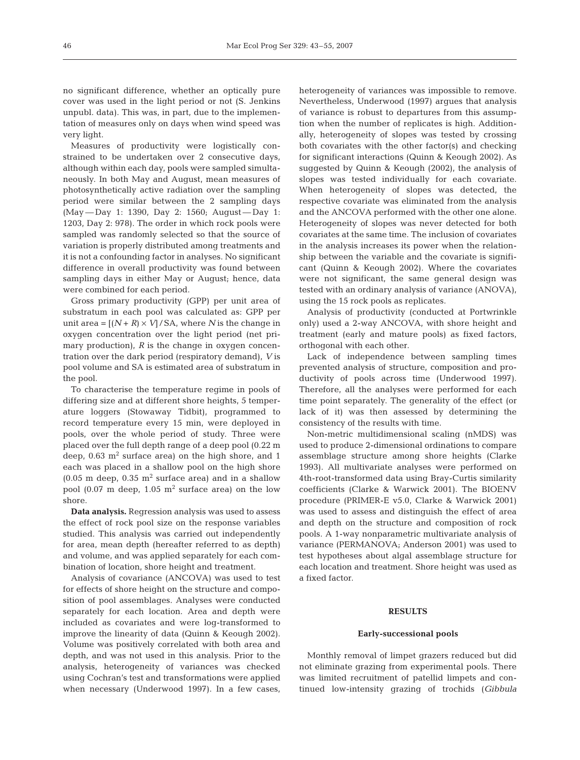no significant difference, whether an optically pure cover was used in the light period or not (S. Jenkins unpubl. data). This was, in part, due to the implementation of measures only on days when wind speed was very light.

Measures of productivity were logistically constrained to be undertaken over 2 consecutive days, although within each day, pools were sampled simultaneously. In both May and August, mean measures of photosynthetically active radiation over the sampling period were similar between the 2 sampling days (May — Day 1: 1390, Day 2: 1560; August — Day 1: 1203, Day 2: 978). The order in which rock pools were sampled was randomly selected so that the source of variation is properly distributed among treatments and it is not a confounding factor in analyses. No significant difference in overall productivity was found between sampling days in either May or August; hence, data were combined for each period.

Gross primary productivity (GPP) per unit area of substratum in each pool was calculated as: GPP per unit area = $[(N + R) \times V] / \text{SA}$, where $N$ is the change in oxygen concentration over the light period (net primary production), $R$ is the change in oxygen concentration over the dark period (respiratory demand), $V$ is pool volume and SA is estimated area of substratum in the pool.

To characterise the temperature regime in pools of differing size and at different shore heights, 5 temperature loggers (Stowaway Tidbit), programmed to record temperature every 15 min, were deployed in pools, over the whole period of study. Three were placed over the full depth range of a deep pool (0.22 m deep, 0.63 $m^2$ surface area) on the high shore, and 1 each was placed in a shallow pool on the high shore (0.05 m deep, 0.35 $m^2$ surface area) and in a shallow pool (0.07 m deep, 1.05 $m^2$ surface area) on the low shore.

**Data analysis.** Regression analysis was used to assess the effect of rock pool size on the response variables studied. This analysis was carried out independently for area, mean depth (hereafter referred to as depth) and volume, and was applied separately for each combination of location, shore height and treatment.

Analysis of covariance (ANCOVA) was used to test for effects of shore height on the structure and composition of pool assemblages. Analyses were conducted separately for each location. Area and depth were included as covariates and were log-transformed to improve the linearity of data (Quinn & Keough 2002). Volume was positively correlated with both area and depth, and was not used in this analysis. Prior to the analysis, heterogeneity of variances was checked using Cochran's test and transformations were applied when necessary (Underwood 1997). In a few cases, heterogeneity of variances was impossible to remove. Nevertheless, Underwood (1997) argues that analysis of variance is robust to departures from this assumption when the number of replicates is high. Additionally, heterogeneity of slopes was tested by crossing both covariates with the other factor(s) and checking for significant interactions (Quinn & Keough 2002). As suggested by Quinn & Keough (2002), the analysis of slopes was tested individually for each covariate. When heterogeneity of slopes was detected, the respective covariate was eliminated from the analysis and the ANCOVA performed with the other one alone. Heterogeneity of slopes was never detected for both covariates at the same time. The inclusion of covariates in the analysis increases its power when the relationship between the variable and the covariate is significant (Quinn & Keough 2002). Where the covariates were not significant, the same general design was tested with an ordinary analysis of variance (ANOVA), using the 15 rock pools as replicates.

Analysis of productivity (conducted at Portwrinkle only) used a 2-way ANCOVA, with shore height and treatment (early and mature pools) as fixed factors, orthogonal with each other.

Lack of independence between sampling times prevented analysis of structure, composition and productivity of pools across time (Underwood 1997). Therefore, all the analyses were performed for each time point separately. The generality of the effect (or lack of it) was then assessed by determining the consistency of the results with time.

Non-metric multidimensional scaling (nMDS) was used to produce 2-dimensional ordinations to compare assemblage structure among shore heights (Clarke 1993). All multivariate analyses were performed on 4th-root-transformed data using Bray-Curtis similarity coefficients (Clarke & Warwick 2001). The BIOENV procedure (PRIMER-E v5.0, Clarke & Warwick 2001) was used to assess and distinguish the effect of area and depth on the structure and composition of rock pools. A 1-way nonparametric multivariate analysis of variance (PERMANOVA; Anderson 2001) was used to test hypotheses about algal assemblage structure for each location and treatment. Shore height was used as a fixed factor.

## RESULTS

### Early-successional pools

Monthly removal of limpet grazers reduced but did not eliminate grazing from experimental pools. There was limited recruitment of patellid limpets and continued low-intensity grazing of trochids (*Gibbula*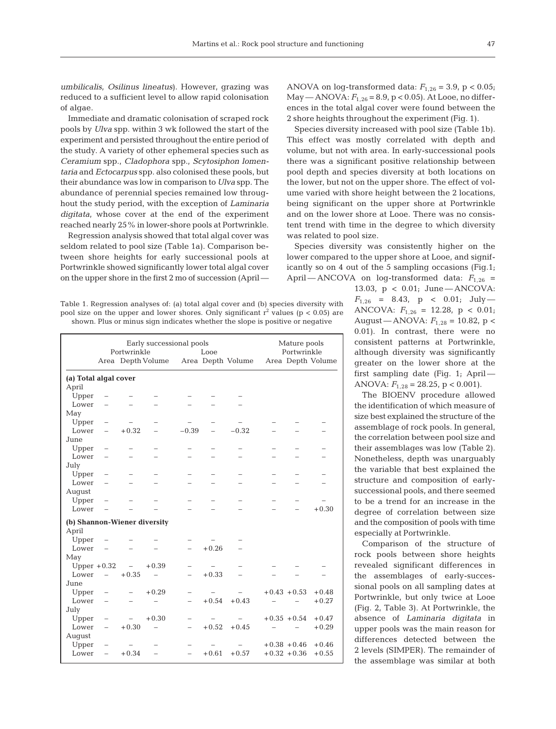*umbilicalis*, *Osilinus lineatus*). However, grazing was reduced to a sufficient level to allow rapid colonisation of algae.

Immediate and dramatic colonisation of scraped rock pools by *Ulva* spp. within 3 wk followed the start of the experiment and persisted throughout the entire period of the study. A variety of other ephemeral species such as *Ceramium* spp., *Cladophora* spp., *Scytosiphon lomentaria* and *Ectocarpus* spp. also colonised these pools, but their abundance was low in comparison to *Ulva* spp. The abundance of perennial species remained low throughout the study period, with the exception of *Laminaria digitata*, whose cover at the end of the experiment reached nearly 25% in lower-shore pools at Portwrinkle.

Regression analysis showed that total algal cover was seldom related to pool size (Table 1a). Comparison between shore heights for early successional pools at Portwrinkle showed significantly lower total algal cover on the upper shore in the first 2 mo of succession (April — ANOVA on log-transformed data: $F_{1,26}$ = 3.9, $p < 0.05$; May — ANOVA: $F_{1,26}$ = 8.9, $p < 0.05$). At Looe, no differences in the total algal cover were found between the 2 shore heights throughout the experiment (Fig. 1).

Species diversity increased with pool size (Table 1b). This effect was mostly correlated with depth and volume, but not with area. In early-successional pools there was a significant positive relationship between pool depth and species diversity at both locations on the lower, but not on the upper shore. The effect of volume varied with shore height between the 2 locations, being significant on the upper shore at Portwrinkle and on the lower shore at Looe. There was no consistent trend with time in the degree to which diversity was related to pool size.

Species diversity was consistently higher on the lower compared to the upper shore at Looe, and significantly so on 4 out of the 5 sampling occasions (Fig.1; April — ANCOVA on log-transformed data: $F_{1,26}$ = 13.03, $p < 0.01$; June — ANCOVA: $F_{1,26}$ = 8.43, $p < 0.01$; July — ANCOVA: $F_{1,26}$ = 12.28, $p < 0.01$; August — ANOVA: $F_{1,28}$ = 10.82, $p < 0.01$). In contrast, there were no consistent patterns at Portwrinkle, although diversity was significantly greater on the lower shore at the first sampling date (Fig. 1; April — ANOVA: $F_{1,28}$ = 28.25, $p < 0.001$).

Table 1. Regression analyses of: (a) total algal cover and (b) species diversity with pool size on the upper and lower shores. Only significant $r^2$ values ($p < 0.05$) are shown. Plus or minus sign indicates whether the slope is positive or negative

| | Early successional pools | | | | | | Mature pools | | |
|---|---|---|---|---|---|---|---|---|---|
| | Portwrinkle | | | Looe | | | Portwrinkle | | |
| | Area | Depth | Volume | Area | Depth | Volume | Area | Depth | Volume |
| **(a) Total algal cover** | | | | | | | | | |
| April | | | | | | | | | |
| Upper | – | – | – | – | – | – | | | |
| Lower | – | – | – | – | – | – | | | |
| May | | | | | | | | | |
| Upper | – | – | – | – | – | – | – | – | – |
| Lower | – | +0.32 | – | −0.39 | – | −0.32 | – | – | – |
| June | | | | | | | | | |
| Upper | – | – | – | – | – | – | – | – | – |
| Lower | – | – | – | – | – | – | – | – | – |
| July | | | | | | | | | |
| Upper | – | – | – | – | – | – | – | – | – |
| Lower | – | – | – | – | – | – | – | – | – |
| August | | | | | | | | | |
| Upper | – | – | – | – | – | – | – | – | – |
| Lower | – | – | – | – | – | – | – | – | +0.30 |
| **(b) Shannon-Wiener diversity** | | | | | | | | | |
| April | | | | | | | | | |
| Upper | – | – | – | – | – | – | | | |
| Lower | – | – | – | – | +0.26 | – | | | |
| May | | | | | | | | | |
| Upper | +0.32 | – | +0.39 | – | – | – | – | – | – |
| Lower | – | +0.35 | – | – | +0.33 | – | – | – | – |
| June | | | | | | | | | |
| Upper | – | – | +0.29 | – | – | – | +0.43 | +0.53 | +0.48 |
| Lower | – | – | – | – | +0.54 | +0.43 | – | – | +0.27 |
| July | | | | | | | | | |
| Upper | – | – | +0.30 | – | – | – | +0.35 | +0.54 | +0.47 |
| Lower | – | +0.30 | – | – | +0.52 | +0.45 | – | – | +0.29 |
| August | | | | | | | | | |
| Upper | – | – | – | – | – | – | +0.38 | +0.46 | +0.46 |
| Lower | – | +0.34 | – | – | +0.61 | +0.57 | +0.32 | +0.36 | +0.55 |

The BIOENV procedure allowed the identification of which measure of size best explained the structure of the assemblage of rock pools. In general, the correlation between pool size and their assemblages was low (Table 2). Nonetheless, depth was unarguably the variable that best explained the structure and composition of early-successional pools, and there seemed to be a trend for an increase in the degree of correlation between size and the composition of pools with time especially at Portwrinkle.

Comparison of the structure of rock pools between shore heights revealed significant differences in the assemblages of early-successional pools on all sampling dates at Portwrinkle, but only twice at Looe (Fig. 2, Table 3). At Portwrinkle, the absence of *Laminaria digitata* in upper pools was the main reason for differences detected between the 2 levels (SIMPER). The remainder of the assemblage was similar at both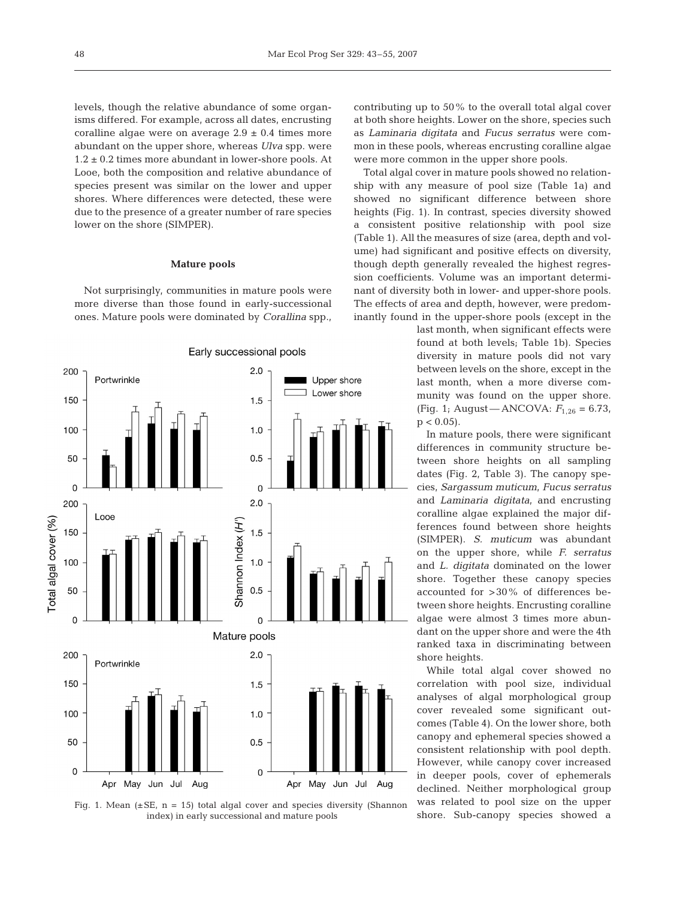levels, though the relative abundance of some organisms differed. For example, across all dates, encrusting coralline algae were on average 2.9 ± 0.4 times more abundant on the upper shore, whereas *Ulva* spp. were 1.2 ± 0.2 times more abundant in lower-shore pools. At Looe, both the composition and relative abundance of species present was similar on the lower and upper shores. Where differences were detected, these were due to the presence of a greater number of rare species lower on the shore (SIMPER).

### Mature pools

Not surprisingly, communities in mature pools were more diverse than those found in early-successional ones. Mature pools were dominated by *Corallina* spp., contributing up to 50% to the overall total algal cover at both shore heights. Lower on the shore, species such as *Laminaria digitata* and *Fucus serratus* were common in these pools, whereas encrusting coralline algae were more common in the upper shore pools.

Total algal cover in mature pools showed no relationship with any measure of pool size (Table 1a) and showed no significant difference between shore heights (Fig. 1). In contrast, species diversity showed a consistent positive relationship with pool size (Table 1). All the measures of size (area, depth and volume) had significant and positive effects on diversity, though depth generally revealed the highest regression coefficients. Volume was an important determinant of diversity both in lower- and upper-shore pools. The effects of area and depth, however, were predominantly found in the upper-shore pools (except in the last month, when significant effects were found at both levels; Table 1b). Species diversity in mature pools did not vary between levels on the shore, except in the last month, when a more diverse community was found on the upper shore. (Fig. 1; August — ANCOVA: $F_{1,26} = 6.73$, $p < 0.05$).

In mature pools, there were significant differences in community structure between shore heights on all sampling dates (Fig. 2, Table 3). The canopy species, *Sargassum muticum*, *Fucus serratus* and *Laminaria digitata*, and encrusting coralline algae explained the major differences found between shore heights (SIMPER). *S. muticum* was abundant on the upper shore, while *F. serratus* and *L. digitata* dominated on the lower shore. Together these canopy species accounted for >30% of differences between shore heights. Encrusting coralline algae were almost 3 times more abundant on the upper shore and were the 4th ranked taxa in discriminating between shore heights.

While total algal cover showed no correlation with pool size, individual analyses of algal morphological group cover revealed some significant outcomes (Table 4). On the lower shore, both canopy and ephemeral species showed a consistent relationship with pool depth. However, while canopy cover increased in deeper pools, cover of ephemerals declined. Neither morphological group was related to pool size on the upper shore. Sub-canopy species showed a

Fig. 1. Mean (±SE, n = 15) total algal cover and species diversity (Shannon index) in early successional and mature pools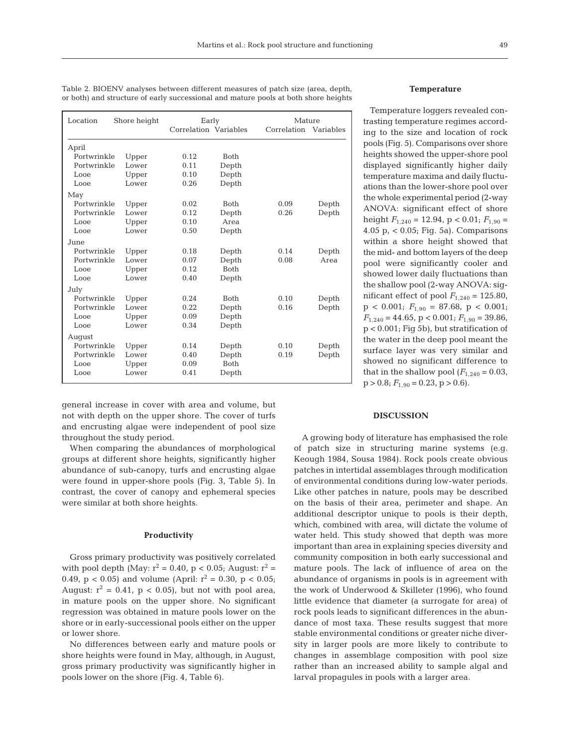Table 2. BIOENV analyses between different measures of patch size (area, depth, or both) and structure of early successional and mature pools at both shore heights

| Location | Shore height | Early | | Mature | |
|---|---|---|---|---|---|
| | | Correlation | Variables | Correlation | Variables |
| April | | | | | |
| Portwrinkle | Upper | 0.12 | Both | | |
| Portwrinkle | Lower | 0.11 | Depth | | |
| Looe | Upper | 0.10 | Depth | | |
| Looe | Lower | 0.26 | Depth | | |
| May | | | | | |
| Portwrinkle | Upper | 0.02 | Both | 0.09 | Depth |
| Portwrinkle | Lower | 0.12 | Depth | 0.26 | Depth |
| Looe | Upper | 0.10 | Area | | |
| Looe | Lower | 0.50 | Depth | | |
| June | | | | | |
| Portwrinkle | Upper | 0.18 | Depth | 0.14 | Depth |
| Portwrinkle | Lower | 0.07 | Depth | 0.08 | Area |
| Looe | Upper | 0.12 | Both | | |
| Looe | Lower | 0.40 | Depth | | |
| July | | | | | |
| Portwrinkle | Upper | 0.24 | Both | 0.10 | Depth |
| Portwrinkle | Lower | 0.22 | Depth | 0.16 | Depth |
| Looe | Upper | 0.09 | Depth | | |
| Looe | Lower | 0.34 | Depth | | |
| August | | | | | |
| Portwrinkle | Upper | 0.14 | Depth | 0.10 | Depth |
| Portwrinkle | Lower | 0.40 | Depth | 0.19 | Depth |
| Looe | Upper | 0.09 | Both | | |
| Looe | Lower | 0.41 | Depth | | |

general increase in cover with area and volume, but not with depth on the upper shore. The cover of turfs and encrusting algae were independent of pool size throughout the study period.

When comparing the abundances of morphological groups at different shore heights, significantly higher abundance of sub-canopy, turfs and encrusting algae were found in upper-shore pools (Fig. 3, Table 5). In contrast, the cover of canopy and ephemeral species were similar at both shore heights.

### Productivity

Gross primary productivity was positively correlated with pool depth (May: $r^2 = 0.40$, $p < 0.05$; August: $r^2 = 0.49$, $p < 0.05$) and volume (April: $r^2 = 0.30$, $p < 0.05$; August: $r^2 = 0.41$, $p < 0.05$), but not with pool area, in mature pools on the upper shore. No significant regression was obtained in mature pools lower on the shore or in early-successional pools either on the upper or lower shore.

No differences between early and mature pools or shore heights were found in May, although, in August, gross primary productivity was significantly higher in pools lower on the shore (Fig. 4, Table 6).

### Temperature

Temperature loggers revealed contrasting temperature regimes according to the size and location of rock pools (Fig. 5). Comparisons over shore heights showed the upper-shore pool displayed significantly higher daily temperature maxima and daily fluctuations than the lower-shore pool over the whole experimental period (2-way ANOVA: significant effect of shore height $F_{1,240} = 12.94$, $p < 0.01$; $F_{1,90} = 4.05$ p, $< 0.05$; Fig. 5a). Comparisons within a shore height showed that the mid- and bottom layers of the deep pool were significantly cooler and showed lower daily fluctuations than the shallow pool (2-way ANOVA: significant effect of pool $F_{1,240} = 125.80$, $p < 0.001$; $F_{1,90} = 87.68$, $p < 0.001$; $F_{1,240} = 44.65$, $p < 0.001$; $F_{1,90} = 39.86$, $p < 0.001$; Fig 5b), but stratification of the water in the deep pool meant the surface layer was very similar and showed no significant difference to that in the shallow pool ($F_{1,240} = 0.03$, $p > 0.8$; $F_{1,90} = 0.23$, $p > 0.6$).

## DISCUSSION

A growing body of literature has emphasised the role of patch size in structuring marine systems (e.g. Keough 1984, Sousa 1984). Rock pools create obvious patches in intertidal assemblages through modification of environmental conditions during low-water periods. Like other patches in nature, pools may be described on the basis of their area, perimeter and shape. An additional descriptor unique to pools is their depth, which, combined with area, will dictate the volume of water held. This study showed that depth was more important than area in explaining species diversity and community composition in both early successional and mature pools. The lack of influence of area on the abundance of organisms in pools is in agreement with the work of Underwood & Skilleter (1996), who found little evidence that diameter (a surrogate for area) of rock pools leads to significant differences in the abundance of most taxa. These results suggest that more stable environmental conditions or greater niche diversity in larger pools are more likely to contribute to changes in assemblage composition with pool size rather than an increased ability to sample algal and larval propagules in pools with a larger area.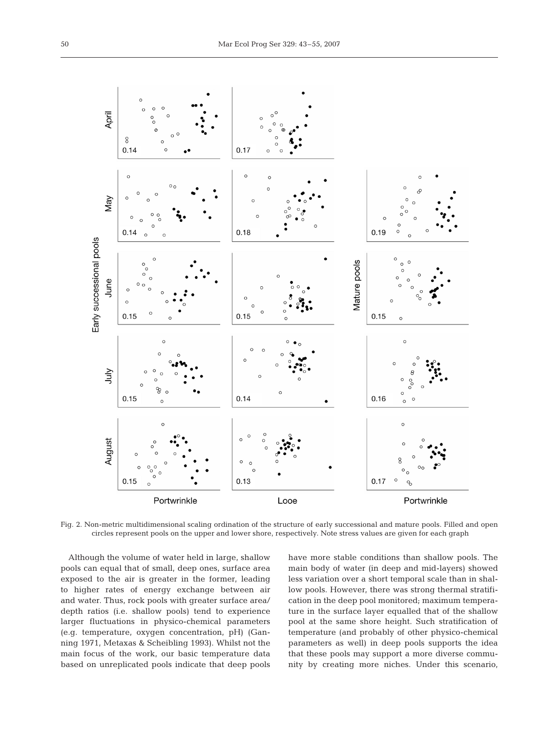Fig. 2. Non-metric multidimensional scaling ordination of the structure of early successional and mature pools. Filled and open circles represent pools on the upper and lower shore, respectively. Note stress values are given for each graph

Although the volume of water held in large, shallow pools can equal that of small, deep ones, surface area exposed to the air is greater in the former, leading to higher rates of energy exchange between air and water. Thus, rock pools with greater surface area/depth ratios (i.e. shallow pools) tend to experience larger fluctuations in physico-chemical parameters (e.g. temperature, oxygen concentration, pH) (Ganning 1971, Metaxas & Scheibling 1993). Whilst not the main focus of the work, our basic temperature data based on unreplicated pools indicate that deep pools have more stable conditions than shallow pools. The main body of water (in deep and mid-layers) showed less variation over a short temporal scale than in shallow pools. However, there was strong thermal stratification in the deep pool monitored; maximum temperature in the surface layer equalled that of the shallow pool at the same shore height. Such stratification of temperature (and probably of other physico-chemical parameters as well) in deep pools supports the idea that these pools may support a more diverse community by creating more niches. Under this scenario,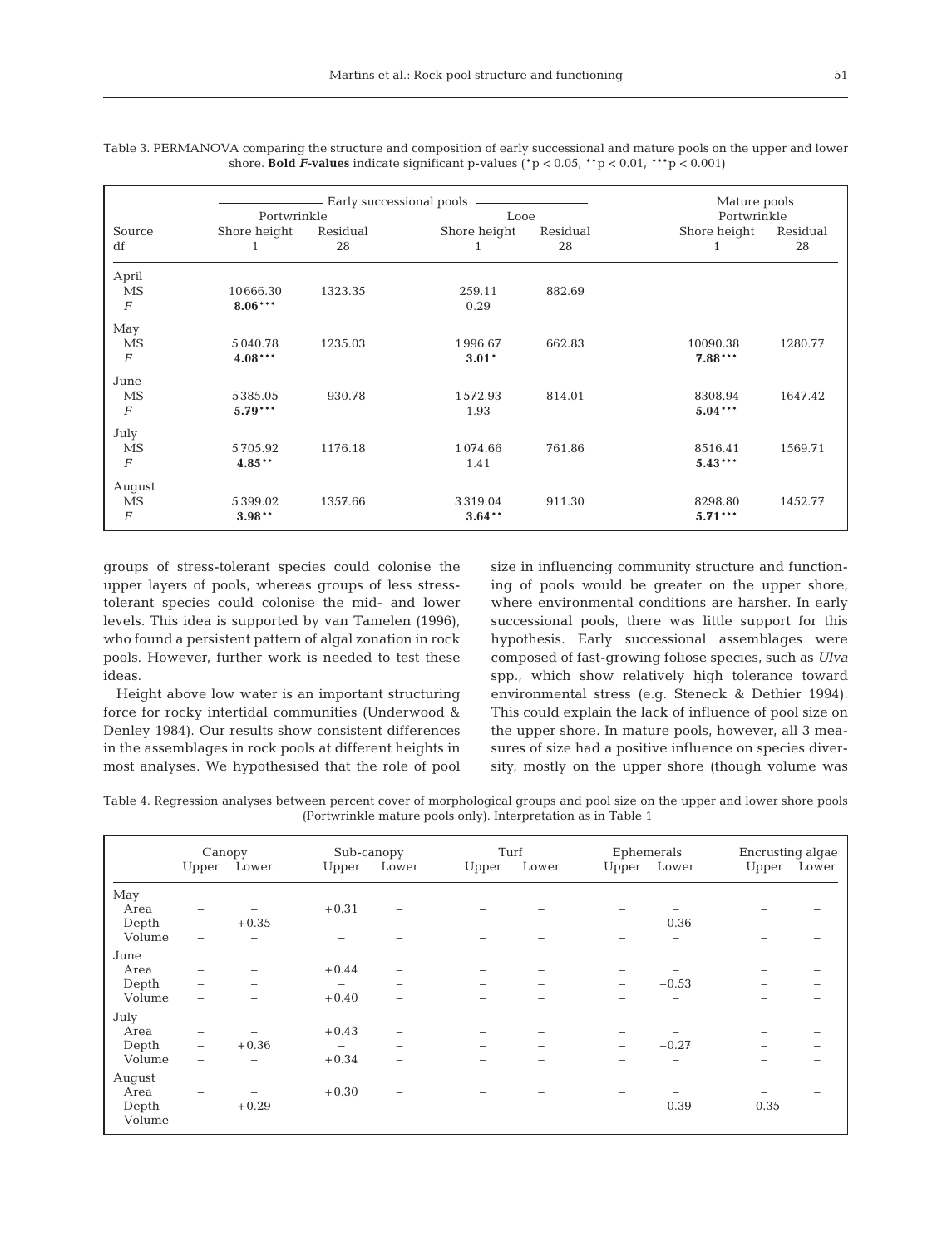Table 3. PERMANOVA comparing the structure and composition of early successional and mature pools on the upper and lower shore. **Bold *F*-values** indicate significant p-values (*p < 0.05, **p < 0.01, ***p < 0.001)

| | Early successional pools | | | | Mature pools | |
|---|---|---|---|---|---|---|
| | Portwrinkle | | Looe | | Portwrinkle | |
| Source | Shore height | Residual | Shore height | Residual | Shore height | Residual |
| df | 1 | 28 | 1 | 28 | 1 | 28 |
| April | | | | | | |
| MS | 10666.30 | 1323.35 | 259.11 | 882.69 | | |
| *F* | **8.06*** ** | | 0.29 | | | |
| May | | | | | | |
| MS | 5040.78 | 1235.03 | 1996.67 | 662.83 | 10090.38 | 1280.77 |
| *F* | **4.08*** ** | | **3.01*** | | **7.88*** ** | |
| June | | | | | | |
| MS | 5385.05 | 930.78 | 1572.93 | 814.01 | 8308.94 | 1647.42 |
| *F* | **5.79*** ** | | 1.93 | | **5.04*** ** | |
| July | | | | | | |
| MS | 5705.92 | 1176.18 | 1074.66 | 761.86 | 8516.41 | 1569.71 |
| *F* | **4.85** ** | | 1.41 | | **5.43*** ** | |
| August | | | | | | |
| MS | 5399.02 | 1357.66 | 3319.04 | 911.30 | 8298.80 | 1452.77 |
| *F* | **3.98** ** | | **3.64** ** | | **5.71*** ** | |

groups of stress-tolerant species could colonise the upper layers of pools, whereas groups of less stress-tolerant species could colonise the mid- and lower levels. This idea is supported by van Tamelen (1996), who found a persistent pattern of algal zonation in rock pools. However, further work is needed to test these ideas.

Height above low water is an important structuring force for rocky intertidal communities (Underwood & Denley 1984). Our results show consistent differences in the assemblages in rock pools at different heights in most analyses. We hypothesised that the role of pool size in influencing community structure and functioning of pools would be greater on the upper shore, where environmental conditions are harsher. In early successional pools, there was little support for this hypothesis. Early successional assemblages were composed of fast-growing foliose species, such as *Ulva* spp., which show relatively high tolerance toward environmental stress (e.g. Steneck & Dethier 1994). This could explain the lack of influence of pool size on the upper shore. In mature pools, however, all 3 measures of size had a positive influence on species diversity, mostly on the upper shore (though volume was

Table 4. Regression analyses between percent cover of morphological groups and pool size on the upper and lower shore pools (Portwrinkle mature pools only). Interpretation as in Table 1

| | Canopy | | Sub-canopy | | Turf | | Ephemerals | | Encrusting algae | |
|---|---|---|---|---|---|---|---|---|---|---|
| | Upper | Lower | Upper | Lower | Upper | Lower | Upper | Lower | Upper | Lower |
| May | | | | | | | | | | |
| Area | – | – | +0.31 | – | – | – | – | – | – | – |
| Depth | – | +0.35 | – | – | – | – | – | −0.36 | – | – |
| Volume | – | – | – | – | – | – | – | – | – | – |
| June | | | | | | | | | | |
| Area | – | – | +0.44 | – | – | – | – | – | – | – |
| Depth | – | – | – | – | – | – | – | −0.53 | – | – |
| Volume | – | – | +0.40 | – | – | – | – | – | – | – |
| July | | | | | | | | | | |
| Area | – | – | +0.43 | – | – | – | – | – | – | – |
| Depth | – | +0.36 | – | – | – | – | – | −0.27 | – | – |
| Volume | – | – | +0.34 | – | – | – | – | – | – | – |
| August | | | | | | | | | | |
| Area | – | – | +0.30 | – | – | – | – | – | – | – |
| Depth | – | +0.29 | – | – | – | – | – | −0.39 | −0.35 | – |
| Volume | – | – | – | – | – | – | – | – | – | – |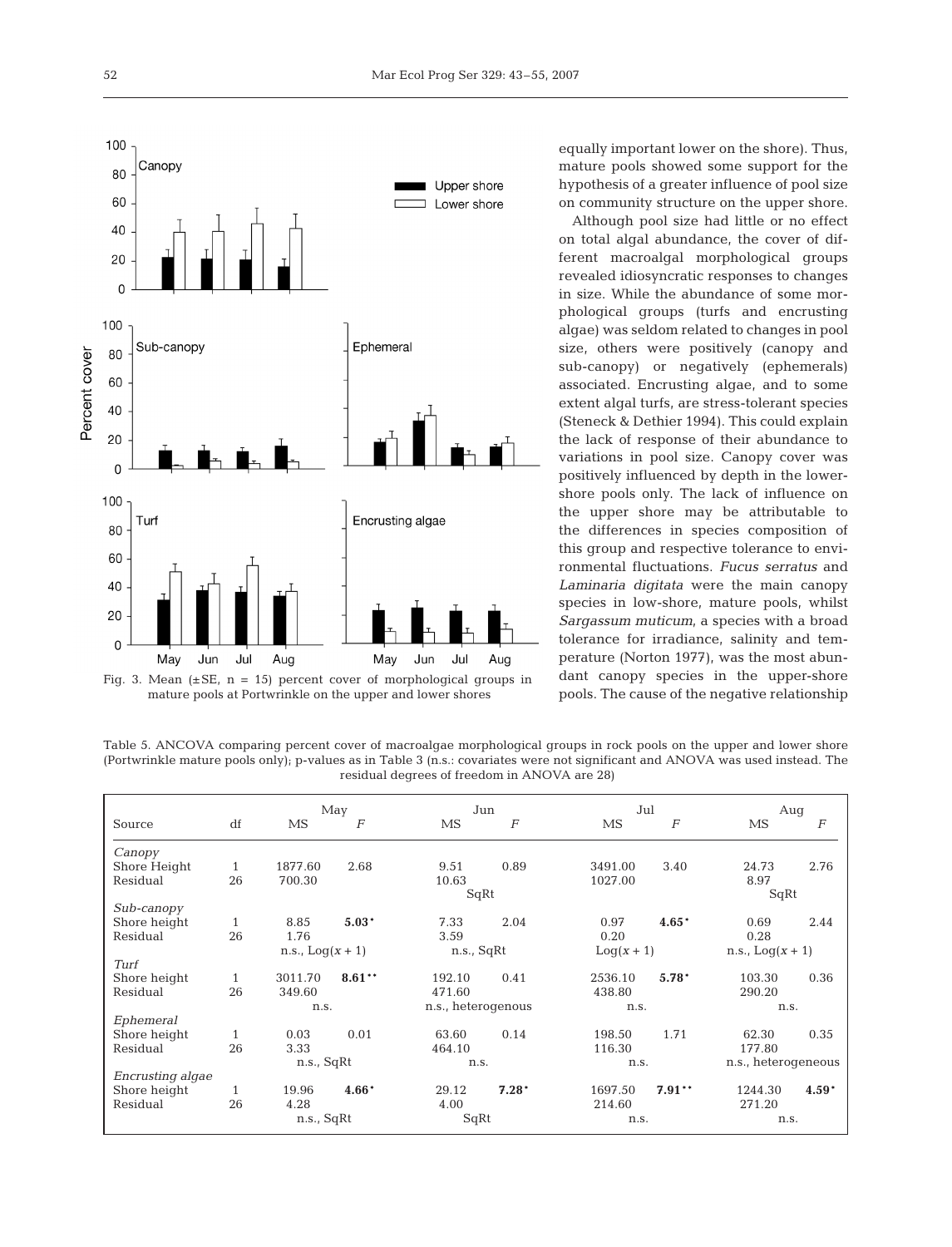Fig. 3. Mean (±SE, n = 15) percent cover of morphological groups in mature pools at Portwrinkle on the upper and lower shores

equally important lower on the shore). Thus, mature pools showed some support for the hypothesis of a greater influence of pool size on community structure on the upper shore.

Although pool size had little or no effect on total algal abundance, the cover of different macroalgal morphological groups revealed idiosyncratic responses to changes in size. While the abundance of some morphological groups (turfs and encrusting algae) was seldom related to changes in pool size, others were positively (canopy and sub-canopy) or negatively (ephemerals) associated. Encrusting algae, and to some extent algal turfs, are stress-tolerant species (Steneck & Dethier 1994). This could explain the lack of response of their abundance to variations in pool size. Canopy cover was positively influenced by depth in the lower-shore pools only. The lack of influence on the upper shore may be attributable to the differences in species composition of this group and respective tolerance to environmental fluctuations. *Fucus serratus* and *Laminaria digitata* were the main canopy species in low-shore, mature pools, whilst *Sargassum muticum*, a species with a broad tolerance for irradiance, salinity and temperature (Norton 1977), was the most abundant canopy species in the upper-shore pools. The cause of the negative relationship

Table 5. ANCOVA comparing percent cover of macroalgae morphological groups in rock pools on the upper and lower shore (Portwrinkle mature pools only); p-values as in Table 3 (n.s.: covariates were not significant and ANOVA was used instead. The residual degrees of freedom in ANOVA are 28)

| Source | df | May | | Jun | | Jul | | Aug | |
|---|---|---|---|---|---|---|---|---|---|
| | | MS | *F* | MS | *F* | MS | *F* | MS | *F* |
| *Canopy* | | | | | | | | | |
| Shore Height | 1 | 1877.60 | 2.68 | 9.51 | 0.89 | 3491.00 | 3.40 | 24.73 | 2.76 |
| Residual | 26 | 700.30 | | 10.63 | | 1027.00 | | 8.97 | |
| | | | | SqRt | | | | SqRt | |
| *Sub-canopy* | | | | | | | | | |
| Shore height | 1 | 8.85 | **5.03*** | 7.33 | 2.04 | 0.97 | **4.65*** | 0.69 | 2.44 |
| Residual | 26 | 1.76 | | 3.59 | | 0.20 | | 0.28 | |
| | | n.s., Log(*x* + 1) | | n.s., SqRt | | Log(*x* + 1) | | n.s., Log(*x* + 1) | |
| *Turf* | | | | | | | | | |
| Shore height | 1 | 3011.70 | **8.61**** | 192.10 | 0.41 | 2536.10 | **5.78*** | 103.30 | 0.36 |
| Residual | 26 | 349.60 | | 471.60 | | 438.80 | | 290.20 | |
| | | n.s. | | n.s., heterogenous | | n.s. | | n.s. | |
| *Ephemeral* | | | | | | | | | |
| Shore height | 1 | 0.03 | 0.01 | 63.60 | 0.14 | 198.50 | 1.71 | 62.30 | 0.35 |
| Residual | 26 | 3.33 | | 464.10 | | 116.30 | | 177.80 | |
| | | n.s., SqRt | | n.s. | | n.s. | | n.s., heterogeneous | |
| *Encrusting algae* | | | | | | | | | |
| Shore height | 1 | 19.96 | **4.66*** | 29.12 | **7.28*** | 1697.50 | **7.91**** | 1244.30 | **4.59*** |
| Residual | 26 | 4.28 | | 4.00 | | 214.60 | | 271.20 | |
| | | n.s., SqRt | | SqRt | | n.s. | | n.s. | |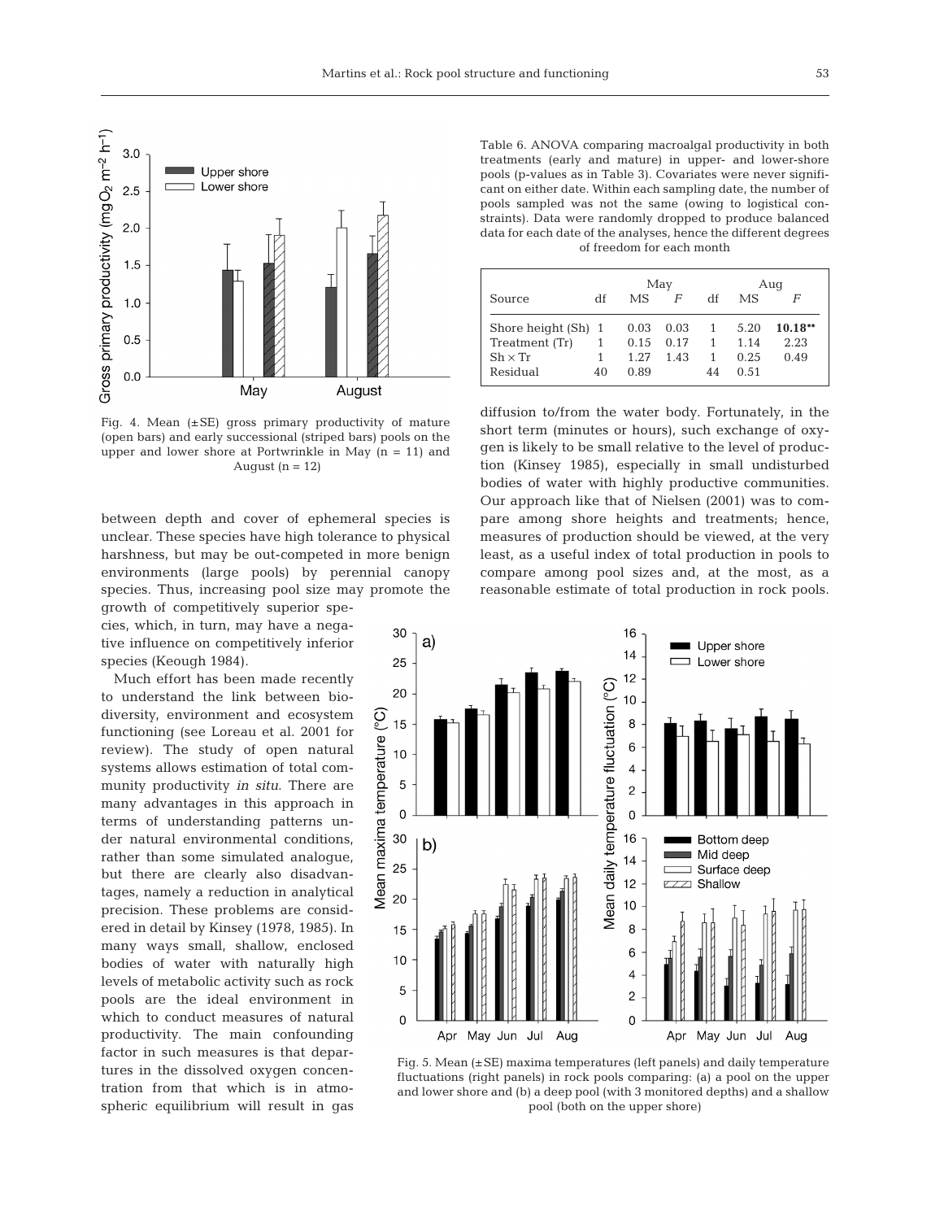Fig. 4. Mean (±SE) gross primary productivity of mature (open bars) and early successional (striped bars) pools on the upper and lower shore at Portwrinkle in May (n = 11) and August (n = 12)

Table 6. ANOVA comparing macroalgal productivity in both treatments (early and mature) in upper- and lower-shore pools (p-values as in Table 3). Covariates were never significant on either date. Within each sampling date, the number of pools sampled was not the same (owing to logistical constraints). Data were randomly dropped to produce balanced data for each date of the analyses, hence the different degrees of freedom for each month

| Source | May | | | Aug | | |
|---|---|---|---|---|---|---|
| | df | MS | *F* | df | MS | *F* |
| Shore height (Sh) | 1 | 0.03 | 0.03 | 1 | 5.20 | **10.18\*\*** |
| Treatment (Tr) | 1 | 0.15 | 0.17 | 1 | 1.14 | 2.23 |
| Sh × Tr | 1 | 1.27 | 1.43 | 1 | 0.25 | 0.49 |
| Residual | 40 | 0.89 | | 44 | 0.51 | |

between depth and cover of ephemeral species is unclear. These species have high tolerance to physical harshness, but may be out-competed in more benign environments (large pools) by perennial canopy species. Thus, increasing pool size may promote the growth of competitively superior species, which, in turn, may have a negative influence on competitively inferior species (Keough 1984).

Much effort has been made recently to understand the link between biodiversity, environment and ecosystem functioning (see Loreau et al. 2001 for review). The study of open natural systems allows estimation of total community productivity *in situ*. There are many advantages in this approach in terms of understanding patterns under natural environmental conditions, rather than some simulated analogue, but there are clearly also disadvantages, namely a reduction in analytical precision. These problems are considered in detail by Kinsey (1978, 1985). In many ways small, shallow, enclosed bodies of water with naturally high levels of metabolic activity such as rock pools are the ideal environment in which to conduct measures of natural productivity. The main confounding factor in such measures is that departures in the dissolved oxygen concentration from that which is in atmospheric equilibrium will result in gas diffusion to/from the water body. Fortunately, in the short term (minutes or hours), such exchange of oxygen is likely to be small relative to the level of production (Kinsey 1985), especially in small undisturbed bodies of water with highly productive communities. Our approach like that of Nielsen (2001) was to compare among shore heights and treatments; hence, measures of production should be viewed, at the very least, as a useful index of total production in pools to compare among pool sizes and, at the most, as a reasonable estimate of total production in rock pools.

Fig. 5. Mean (±SE) maxima temperatures (left panels) and daily temperature fluctuations (right panels) in rock pools comparing: (a) a pool on the upper and lower shore and (b) a deep pool (with 3 monitored depths) and a shallow pool (both on the upper shore)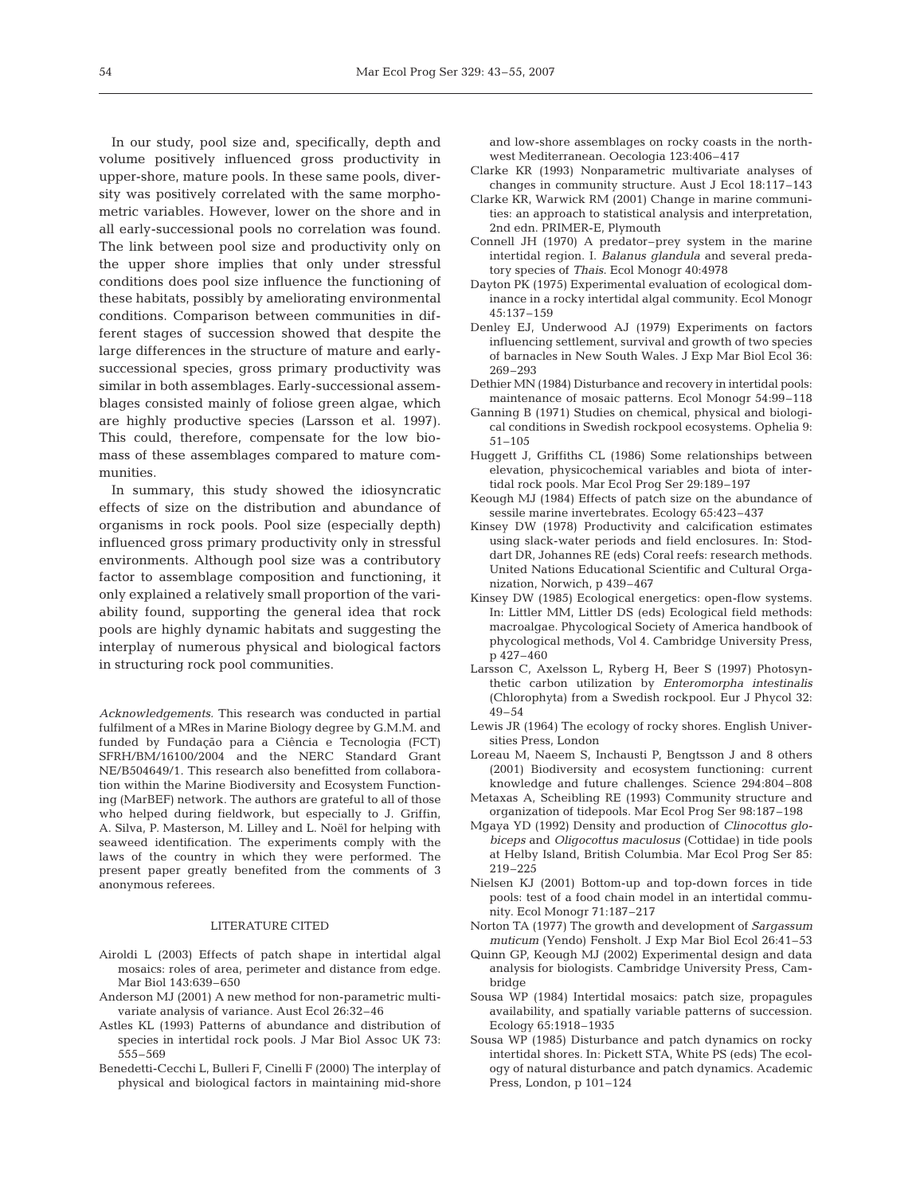In our study, pool size and, specifically, depth and volume positively influenced gross productivity in upper-shore, mature pools. In these same pools, diversity was positively correlated with the same morphometric variables. However, lower on the shore and in all early-successional pools no correlation was found. The link between pool size and productivity only on the upper shore implies that only under stressful conditions does pool size influence the functioning of these habitats, possibly by ameliorating environmental conditions. Comparison between communities in different stages of succession showed that despite the large differences in the structure of mature and early-successional species, gross primary productivity was similar in both assemblages. Early-successional assemblages consisted mainly of foliose green algae, which are highly productive species (Larsson et al. 1997). This could, therefore, compensate for the low biomass of these assemblages compared to mature communities.

In summary, this study showed the idiosyncratic effects of size on the distribution and abundance of organisms in rock pools. Pool size (especially depth) influenced gross primary productivity only in stressful environments. Although pool size was a contributory factor to assemblage composition and functioning, it only explained a relatively small proportion of the variability found, supporting the general idea that rock pools are highly dynamic habitats and suggesting the interplay of numerous physical and biological factors in structuring rock pool communities.

*Acknowledgements.* This research was conducted in partial fulfilment of a MRes in Marine Biology degree by G.M.M. and funded by Fundação para a Ciência e Tecnologia (FCT) SFRH/BM/16100/2004 and the NERC Standard Grant NE/B504649/1. This research also benefitted from collaboration within the Marine Biodiversity and Ecosystem Functioning (MarBEF) network. The authors are grateful to all of those who helped during fieldwork, but especially to J. Griffin, A. Silva, P. Masterson, M. Lilley and L. Noël for helping with seaweed identification. The experiments comply with the laws of the country in which they were performed. The present paper greatly benefited from the comments of 3 anonymous referees.

## LITERATURE CITED

Airoldi L (2003) Effects of patch shape in intertidal algal mosaics: roles of area, perimeter and distance from edge. Mar Biol 143:639–650

Anderson MJ (2001) A new method for non-parametric multivariate analysis of variance. Aust Ecol 26:32–46

Astles KL (1993) Patterns of abundance and distribution of species in intertidal rock pools. J Mar Biol Assoc UK 73: 555–569

Benedetti-Cecchi L, Bulleri F, Cinelli F (2000) The interplay of physical and biological factors in maintaining mid-shore and low-shore assemblages on rocky coasts in the northwest Mediterranean. Oecologia 123:406–417

Clarke KR (1993) Nonparametric multivariate analyses of changes in community structure. Aust J Ecol 18:117–143

Clarke KR, Warwick RM (2001) Change in marine communities: an approach to statistical analysis and interpretation, 2nd edn. PRIMER-E, Plymouth

Connell JH (1970) A predator–prey system in the marine intertidal region. I. *Balanus glandula* and several predatory species of *Thais*. Ecol Monogr 40:4978

Dayton PK (1975) Experimental evaluation of ecological dominance in a rocky intertidal algal community. Ecol Monogr 45:137–159

Denley EJ, Underwood AJ (1979) Experiments on factors influencing settlement, survival and growth of two species of barnacles in New South Wales. J Exp Mar Biol Ecol 36: 269–293

Dethier MN (1984) Disturbance and recovery in intertidal pools: maintenance of mosaic patterns. Ecol Monogr 54:99–118

Ganning B (1971) Studies on chemical, physical and biological conditions in Swedish rockpool ecosystems. Ophelia 9: 51–105

Huggett J, Griffiths CL (1986) Some relationships between elevation, physicochemical variables and biota of intertidal rock pools. Mar Ecol Prog Ser 29:189–197

Keough MJ (1984) Effects of patch size on the abundance of sessile marine invertebrates. Ecology 65:423–437

Kinsey DW (1978) Productivity and calcification estimates using slack-water periods and field enclosures. In: Stoddart DR, Johannes RE (eds) Coral reefs: research methods. United Nations Educational Scientific and Cultural Organization, Norwich, p 439–467

Kinsey DW (1985) Ecological energetics: open-flow systems. In: Littler MM, Littler DS (eds) Ecological field methods: macroalgae. Phycological Society of America handbook of phycological methods, Vol 4. Cambridge University Press, p 427–460

Larsson C, Axelsson L, Ryberg H, Beer S (1997) Photosynthetic carbon utilization by *Enteromorpha intestinalis* (Chlorophyta) from a Swedish rockpool. Eur J Phycol 32: 49–54

Lewis JR (1964) The ecology of rocky shores. English Universities Press, London

Loreau M, Naeem S, Inchausti P, Bengtsson J and 8 others (2001) Biodiversity and ecosystem functioning: current knowledge and future challenges. Science 294:804–808

Metaxas A, Scheibling RE (1993) Community structure and organization of tidepools. Mar Ecol Prog Ser 98:187–198

Mgaya YD (1992) Density and production of *Clinocottus globiceps* and *Oligocottus maculosus* (Cottidae) in tide pools at Helby Island, British Columbia. Mar Ecol Prog Ser 85: 219–225

Nielsen KJ (2001) Bottom-up and top-down forces in tide pools: test of a food chain model in an intertidal community. Ecol Monogr 71:187–217

Norton TA (1977) The growth and development of *Sargassum muticum* (Yendo) Fensholt. J Exp Mar Biol Ecol 26:41–53

Quinn GP, Keough MJ (2002) Experimental design and data analysis for biologists. Cambridge University Press, Cambridge

Sousa WP (1984) Intertidal mosaics: patch size, propagules availability, and spatially variable patterns of succession. Ecology 65:1918–1935

Sousa WP (1985) Disturbance and patch dynamics on rocky intertidal shores. In: Pickett STA, White PS (eds) The ecology of natural disturbance and patch dynamics. Academic Press, London, p 101–124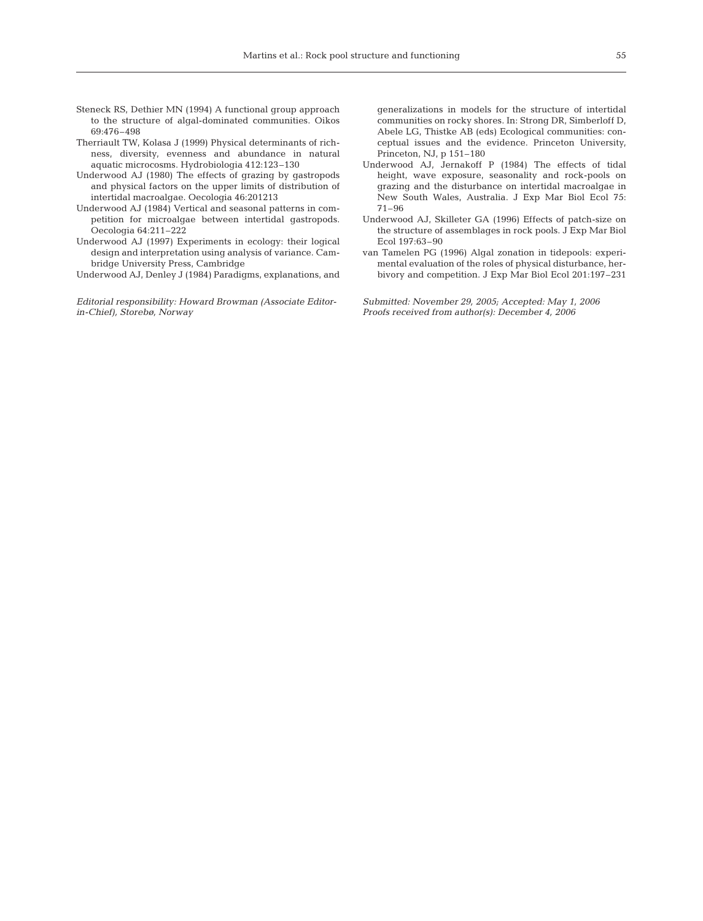Steneck RS, Dethier MN (1994) A functional group approach to the structure of algal-dominated communities. Oikos 69:476–498

Therriault TW, Kolasa J (1999) Physical determinants of richness, diversity, evenness and abundance in natural aquatic microcosms. Hydrobiologia 412:123–130

Underwood AJ (1980) The effects of grazing by gastropods and physical factors on the upper limits of distribution of intertidal macroalgae. Oecologia 46:201213

Underwood AJ (1984) Vertical and seasonal patterns in competition for microalgae between intertidal gastropods. Oecologia 64:211–222

Underwood AJ (1997) Experiments in ecology: their logical design and interpretation using analysis of variance. Cambridge University Press, Cambridge

Underwood AJ, Denley J (1984) Paradigms, explanations, and generalizations in models for the structure of intertidal communities on rocky shores. In: Strong DR, Simberloff D, Abele LG, Thistke AB (eds) Ecological communities: conceptual issues and the evidence. Princeton University, Princeton, NJ, p 151–180

Underwood AJ, Jernakoff P (1984) The effects of tidal height, wave exposure, seasonality and rock-pools on grazing and the disturbance on intertidal macroalgae in New South Wales, Australia. J Exp Mar Biol Ecol 75: 71–96

Underwood AJ, Skilleter GA (1996) Effects of patch-size on the structure of assemblages in rock pools. J Exp Mar Biol Ecol 197:63–90

van Tamelen PG (1996) Algal zonation in tidepools: experimental evaluation of the roles of physical disturbance, herbivory and competition. J Exp Mar Biol Ecol 201:197–231

*Editorial responsibility: Howard Browman (Associate Editor-in-Chief), Storebø, Norway*

*Submitted: November 29, 2005; Accepted: May 1, 2006*
*Proofs received from author(s): December 4, 2006*